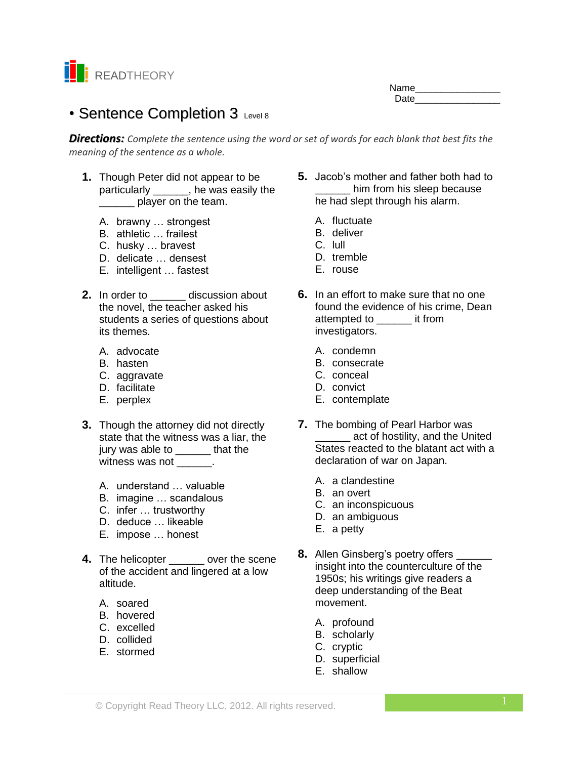READTHEORY

Name________________
Date________________

# • Sentence Completion 3 Level 8

***Directions:*** *Complete the sentence using the word or set of words for each blank that best fits the meaning of the sentence as a whole.*

**1.** Though Peter did not appear to be particularly ______, he was easily the ______ player on the team.

A. brawny … strongest
B. athletic … frailest
C. husky … bravest
D. delicate … densest
E. intelligent … fastest

**2.** In order to ______ discussion about the novel, the teacher asked his students a series of questions about its themes.

A. advocate
B. hasten
C. aggravate
D. facilitate
E. perplex

**3.** Though the attorney did not directly state that the witness was a liar, the jury was able to ______ that the witness was not ______.

A. understand … valuable
B. imagine … scandalous
C. infer … trustworthy
D. deduce … likeable
E. impose … honest

**4.** The helicopter ______ over the scene of the accident and lingered at a low altitude.

A. soared
B. hovered
C. excelled
D. collided
E. stormed

**5.** Jacob's mother and father both had to ______ him from his sleep because he had slept through his alarm.

A. fluctuate
B. deliver
C. lull
D. tremble
E. rouse

**6.** In an effort to make sure that no one found the evidence of his crime, Dean attempted to ______ it from investigators.

A. condemn
B. consecrate
C. conceal
D. convict
E. contemplate

**7.** The bombing of Pearl Harbor was ______ act of hostility, and the United States reacted to the blatant act with a declaration of war on Japan.

A. a clandestine
B. an overt
C. an inconspicuous
D. an ambiguous
E. a petty

**8.** Allen Ginsberg's poetry offers ______ insight into the counterculture of the 1950s; his writings give readers a deep understanding of the Beat movement.

A. profound
B. scholarly
C. cryptic
D. superficial
E. shallow

© Copyright Read Theory LLC, 2012. All rights reserved.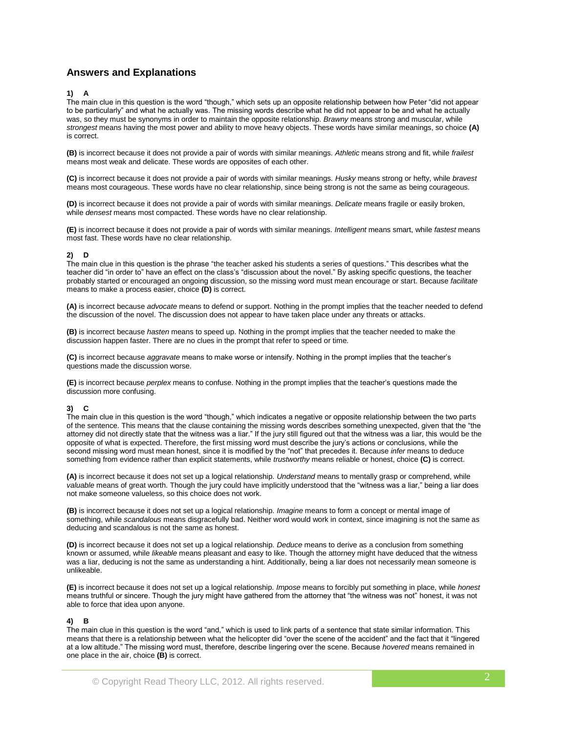## Answers and Explanations

**1) A**

The main clue in this question is the word "though," which sets up an opposite relationship between how Peter "did not appear to be particularly" and what he actually was. The missing words describe what he did not appear to be and what he actually was, so they must be synonyms in order to maintain the opposite relationship. *Brawny* means strong and muscular, while *strongest* means having the most power and ability to move heavy objects. These words have similar meanings, so choice **(A)** is correct.

**(B)** is incorrect because it does not provide a pair of words with similar meanings. *Athletic* means strong and fit, while *frailest* means most weak and delicate. These words are opposites of each other.

**(C)** is incorrect because it does not provide a pair of words with similar meanings. *Husky* means strong or hefty, while *bravest* means most courageous. These words have no clear relationship, since being strong is not the same as being courageous.

**(D)** is incorrect because it does not provide a pair of words with similar meanings. *Delicate* means fragile or easily broken, while *densest* means most compacted. These words have no clear relationship.

**(E)** is incorrect because it does not provide a pair of words with similar meanings. *Intelligent* means smart, while *fastest* means most fast. These words have no clear relationship.

**2) D**

The main clue in this question is the phrase "the teacher asked his students a series of questions." This describes what the teacher did "in order to" have an effect on the class's "discussion about the novel." By asking specific questions, the teacher probably started or encouraged an ongoing discussion, so the missing word must mean encourage or start. Because *facilitate* means to make a process easier, choice **(D)** is correct.

**(A)** is incorrect because *advocate* means to defend or support. Nothing in the prompt implies that the teacher needed to defend the discussion of the novel. The discussion does not appear to have taken place under any threats or attacks.

**(B)** is incorrect because *hasten* means to speed up. Nothing in the prompt implies that the teacher needed to make the discussion happen faster. There are no clues in the prompt that refer to speed or time.

**(C)** is incorrect because *aggravate* means to make worse or intensify. Nothing in the prompt implies that the teacher's questions made the discussion worse.

**(E)** is incorrect because *perplex* means to confuse. Nothing in the prompt implies that the teacher's questions made the discussion more confusing.

**3) C**

The main clue in this question is the word "though," which indicates a negative or opposite relationship between the two parts of the sentence. This means that the clause containing the missing words describes something unexpected, given that the "the attorney did not directly state that the witness was a liar." If the jury still figured out that the witness was a liar, this would be the opposite of what is expected. Therefore, the first missing word must describe the jury's actions or conclusions, while the second missing word must mean honest, since it is modified by the "not" that precedes it. Because *infer* means to deduce something from evidence rather than explicit statements, while *trustworthy* means reliable or honest, choice **(C)** is correct.

**(A)** is incorrect because it does not set up a logical relationship. *Understand* means to mentally grasp or comprehend, while *valuable* means of great worth. Though the jury could have implicitly understood that the "witness was a liar," being a liar does not make someone valueless, so this choice does not work.

**(B)** is incorrect because it does not set up a logical relationship. *Imagine* means to form a concept or mental image of something, while *scandalous* means disgracefully bad. Neither word would work in context, since imagining is not the same as deducing and scandalous is not the same as honest.

**(D)** is incorrect because it does not set up a logical relationship. *Deduce* means to derive as a conclusion from something known or assumed, while *likeable* means pleasant and easy to like. Though the attorney might have deduced that the witness was a liar, deducing is not the same as understanding a hint. Additionally, being a liar does not necessarily mean someone is unlikeable.

**(E)** is incorrect because it does not set up a logical relationship. *Impose* means to forcibly put something in place, while *honest* means truthful or sincere. Though the jury might have gathered from the attorney that "the witness was not" honest, it was not able to force that idea upon anyone.

**4) B**

The main clue in this question is the word "and," which is used to link parts of a sentence that state similar information. This means that there is a relationship between what the helicopter did "over the scene of the accident" and the fact that it "lingered at a low altitude." The missing word must, therefore, describe lingering over the scene. Because *hovered* means remained in one place in the air, choice **(B)** is correct.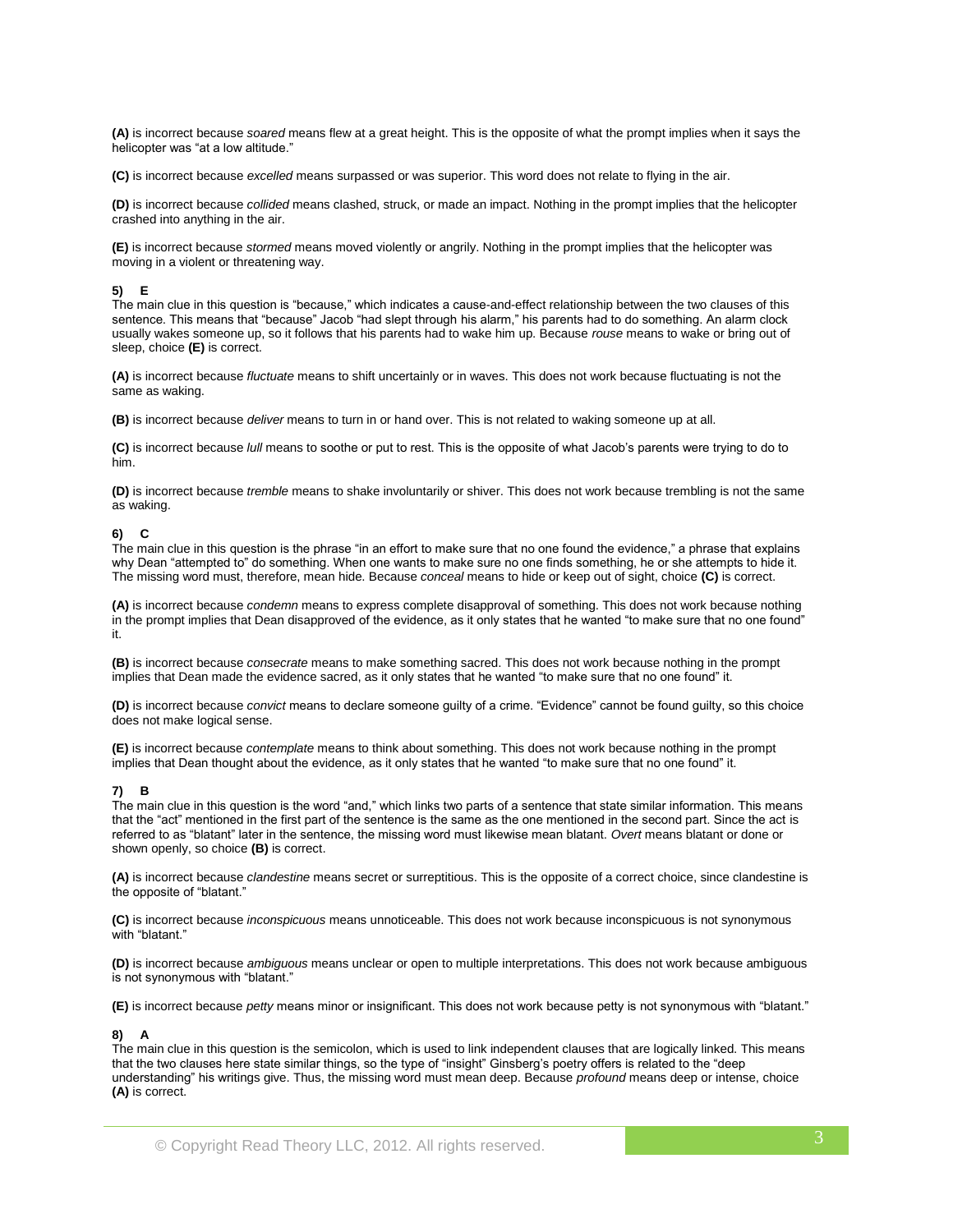**(A)** is incorrect because *soared* means flew at a great height. This is the opposite of what the prompt implies when it says the helicopter was "at a low altitude."

**(C)** is incorrect because *excelled* means surpassed or was superior. This word does not relate to flying in the air.

**(D)** is incorrect because *collided* means clashed, struck, or made an impact. Nothing in the prompt implies that the helicopter crashed into anything in the air.

**(E)** is incorrect because *stormed* means moved violently or angrily. Nothing in the prompt implies that the helicopter was moving in a violent or threatening way.

**5) E**

The main clue in this question is "because," which indicates a cause-and-effect relationship between the two clauses of this sentence. This means that "because" Jacob "had slept through his alarm," his parents had to do something. An alarm clock usually wakes someone up, so it follows that his parents had to wake him up. Because *rouse* means to wake or bring out of sleep, choice **(E)** is correct.

**(A)** is incorrect because *fluctuate* means to shift uncertainly or in waves. This does not work because fluctuating is not the same as waking.

**(B)** is incorrect because *deliver* means to turn in or hand over. This is not related to waking someone up at all.

**(C)** is incorrect because *lull* means to soothe or put to rest. This is the opposite of what Jacob's parents were trying to do to him.

**(D)** is incorrect because *tremble* means to shake involuntarily or shiver. This does not work because trembling is not the same as waking.

**6) C**

The main clue in this question is the phrase "in an effort to make sure that no one found the evidence," a phrase that explains why Dean "attempted to" do something. When one wants to make sure no one finds something, he or she attempts to hide it. The missing word must, therefore, mean hide. Because *conceal* means to hide or keep out of sight, choice **(C)** is correct.

**(A)** is incorrect because *condemn* means to express complete disapproval of something. This does not work because nothing in the prompt implies that Dean disapproved of the evidence, as it only states that he wanted "to make sure that no one found" it.

**(B)** is incorrect because *consecrate* means to make something sacred. This does not work because nothing in the prompt implies that Dean made the evidence sacred, as it only states that he wanted "to make sure that no one found" it.

**(D)** is incorrect because *convict* means to declare someone guilty of a crime. "Evidence" cannot be found guilty, so this choice does not make logical sense.

**(E)** is incorrect because *contemplate* means to think about something. This does not work because nothing in the prompt implies that Dean thought about the evidence, as it only states that he wanted "to make sure that no one found" it.

**7) B**

The main clue in this question is the word "and," which links two parts of a sentence that state similar information. This means that the "act" mentioned in the first part of the sentence is the same as the one mentioned in the second part. Since the act is referred to as "blatant" later in the sentence, the missing word must likewise mean blatant. *Overt* means blatant or done or shown openly, so choice **(B)** is correct.

**(A)** is incorrect because *clandestine* means secret or surreptitious. This is the opposite of a correct choice, since clandestine is the opposite of "blatant."

**(C)** is incorrect because *inconspicuous* means unnoticeable. This does not work because inconspicuous is not synonymous with "blatant."

**(D)** is incorrect because *ambiguous* means unclear or open to multiple interpretations. This does not work because ambiguous is not synonymous with "blatant."

**(E)** is incorrect because *petty* means minor or insignificant. This does not work because petty is not synonymous with "blatant."

**8) A**

The main clue in this question is the semicolon, which is used to link independent clauses that are logically linked. This means that the two clauses here state similar things, so the type of "insight" Ginsberg's poetry offers is related to the "deep understanding" his writings give. Thus, the missing word must mean deep. Because *profound* means deep or intense, choice **(A)** is correct.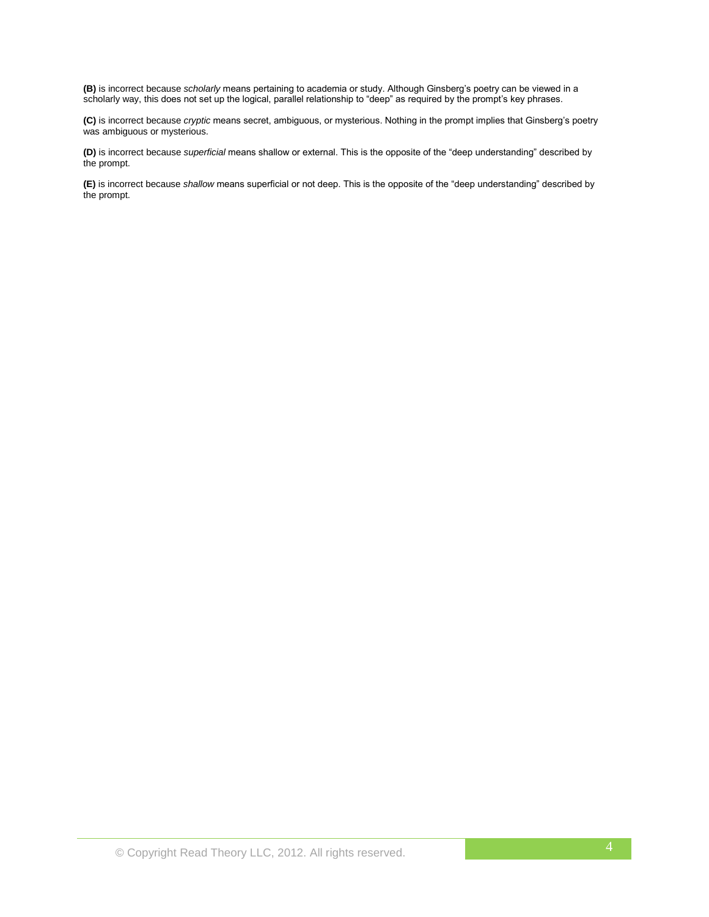**(B)** is incorrect because *scholarly* means pertaining to academia or study. Although Ginsberg's poetry can be viewed in a scholarly way, this does not set up the logical, parallel relationship to "deep" as required by the prompt's key phrases.

**(C)** is incorrect because *cryptic* means secret, ambiguous, or mysterious. Nothing in the prompt implies that Ginsberg's poetry was ambiguous or mysterious.

**(D)** is incorrect because *superficial* means shallow or external. This is the opposite of the "deep understanding" described by the prompt.

**(E)** is incorrect because *shallow* means superficial or not deep. This is the opposite of the "deep understanding" described by the prompt.